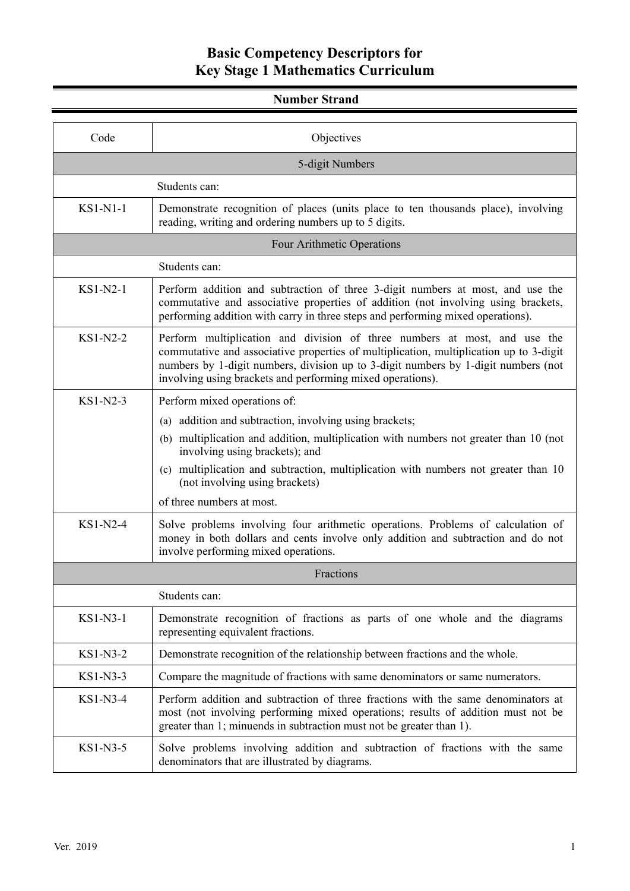# Basic Competency Descriptors for
# Key Stage 1 Mathematics Curriculum

## Number Strand

| Code | Objectives |
|---|---|
| | **5-digit Numbers** |
| | Students can: |
| KS1-N1-1 | Demonstrate recognition of places (units place to ten thousands place), involving reading, writing and ordering numbers up to 5 digits. |
| | **Four Arithmetic Operations** |
| | Students can: |
| KS1-N2-1 | Perform addition and subtraction of three 3-digit numbers at most, and use the commutative and associative properties of addition (not involving using brackets, performing addition with carry in three steps and performing mixed operations). |
| KS1-N2-2 | Perform multiplication and division of three numbers at most, and use the commutative and associative properties of multiplication, multiplication up to 3-digit numbers by 1-digit numbers, division up to 3-digit numbers by 1-digit numbers (not involving using brackets and performing mixed operations). |
| KS1-N2-3 | Perform mixed operations of:<br>(a) addition and subtraction, involving using brackets;<br>(b) multiplication and addition, multiplication with numbers not greater than 10 (not involving using brackets); and<br>(c) multiplication and subtraction, multiplication with numbers not greater than 10 (not involving using brackets)<br>of three numbers at most. |
| KS1-N2-4 | Solve problems involving four arithmetic operations. Problems of calculation of money in both dollars and cents involve only addition and subtraction and do not involve performing mixed operations. |
| | **Fractions** |
| | Students can: |
| KS1-N3-1 | Demonstrate recognition of fractions as parts of one whole and the diagrams representing equivalent fractions. |
| KS1-N3-2 | Demonstrate recognition of the relationship between fractions and the whole. |
| KS1-N3-3 | Compare the magnitude of fractions with same denominators or same numerators. |
| KS1-N3-4 | Perform addition and subtraction of three fractions with the same denominators at most (not involving performing mixed operations; results of addition must not be greater than 1; minuends in subtraction must not be greater than 1). |
| KS1-N3-5 | Solve problems involving addition and subtraction of fractions with the same denominators that are illustrated by diagrams. |

Ver. 2019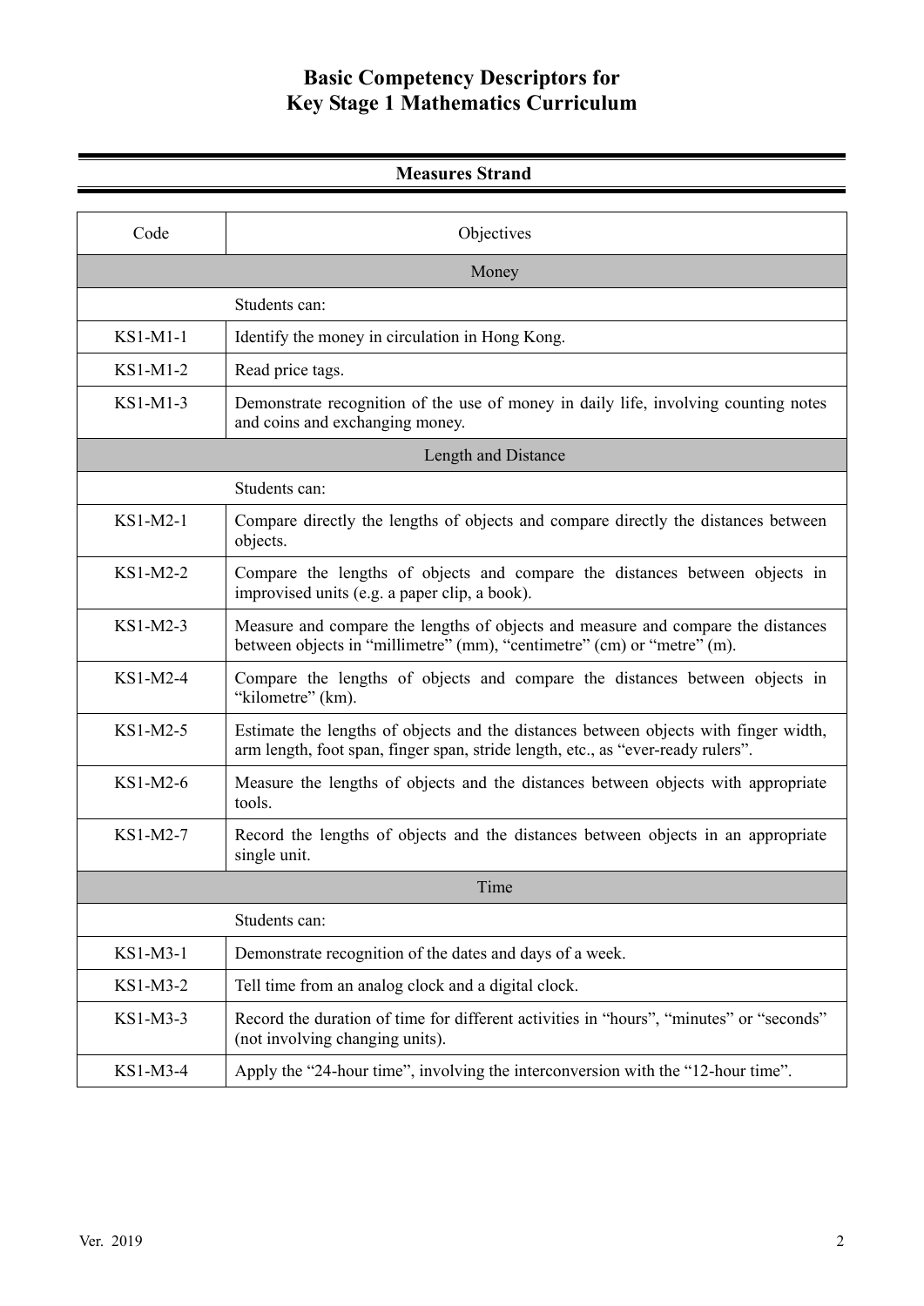# Basic Competency Descriptors for Key Stage 1 Mathematics Curriculum

## Measures Strand

| Code | Objectives |
| --- | --- |
| | **Money** |
| | Students can: |
| KS1-M1-1 | Identify the money in circulation in Hong Kong. |
| KS1-M1-2 | Read price tags. |
| KS1-M1-3 | Demonstrate recognition of the use of money in daily life, involving counting notes and coins and exchanging money. |
| | **Length and Distance** |
| | Students can: |
| KS1-M2-1 | Compare directly the lengths of objects and compare directly the distances between objects. |
| KS1-M2-2 | Compare the lengths of objects and compare the distances between objects in improvised units (e.g. a paper clip, a book). |
| KS1-M2-3 | Measure and compare the lengths of objects and measure and compare the distances between objects in "millimetre" (mm), "centimetre" (cm) or "metre" (m). |
| KS1-M2-4 | Compare the lengths of objects and compare the distances between objects in "kilometre" (km). |
| KS1-M2-5 | Estimate the lengths of objects and the distances between objects with finger width, arm length, foot span, finger span, stride length, etc., as "ever-ready rulers". |
| KS1-M2-6 | Measure the lengths of objects and the distances between objects with appropriate tools. |
| KS1-M2-7 | Record the lengths of objects and the distances between objects in an appropriate single unit. |
| | **Time** |
| | Students can: |
| KS1-M3-1 | Demonstrate recognition of the dates and days of a week. |
| KS1-M3-2 | Tell time from an analog clock and a digital clock. |
| KS1-M3-3 | Record the duration of time for different activities in "hours", "minutes" or "seconds" (not involving changing units). |
| KS1-M3-4 | Apply the "24-hour time", involving the interconversion with the "12-hour time". |

Ver. 2019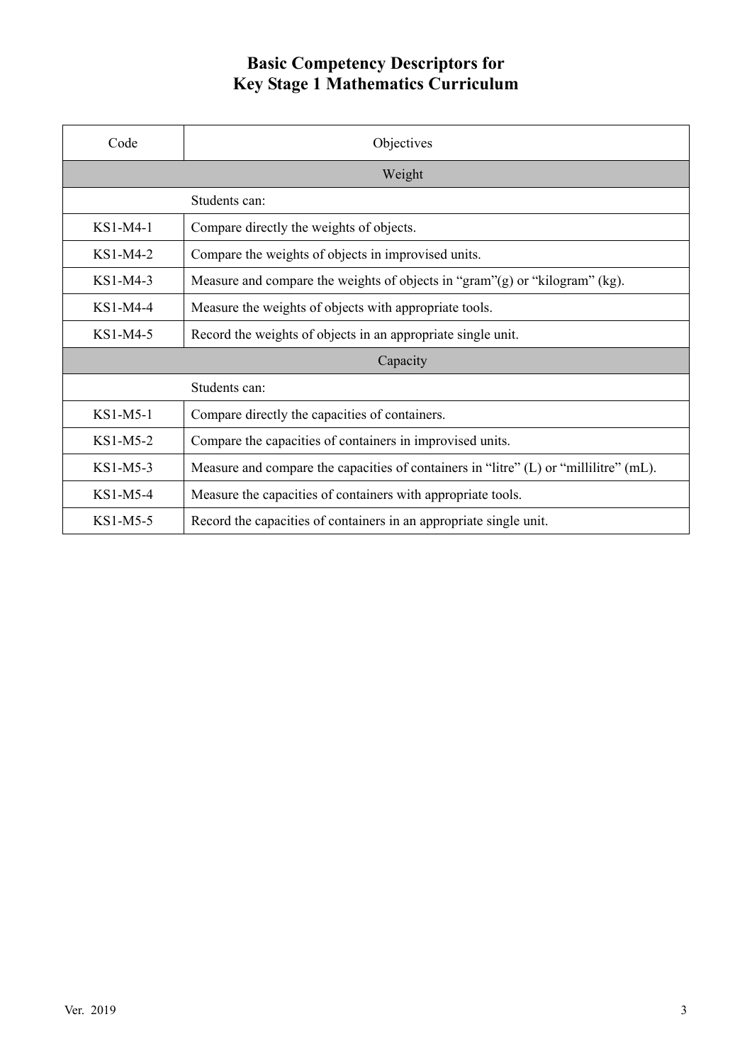# Basic Competency Descriptors for Key Stage 1 Mathematics Curriculum

| Code | Objectives |
|---|---|
| | **Weight** |
| | Students can: |
| KS1-M4-1 | Compare directly the weights of objects. |
| KS1-M4-2 | Compare the weights of objects in improvised units. |
| KS1-M4-3 | Measure and compare the weights of objects in “gram”(g) or “kilogram” (kg). |
| KS1-M4-4 | Measure the weights of objects with appropriate tools. |
| KS1-M4-5 | Record the weights of objects in an appropriate single unit. |
| | **Capacity** |
| | Students can: |
| KS1-M5-1 | Compare directly the capacities of containers. |
| KS1-M5-2 | Compare the capacities of containers in improvised units. |
| KS1-M5-3 | Measure and compare the capacities of containers in “litre” (L) or “millilitre” (mL). |
| KS1-M5-4 | Measure the capacities of containers with appropriate tools. |
| KS1-M5-5 | Record the capacities of containers in an appropriate single unit. |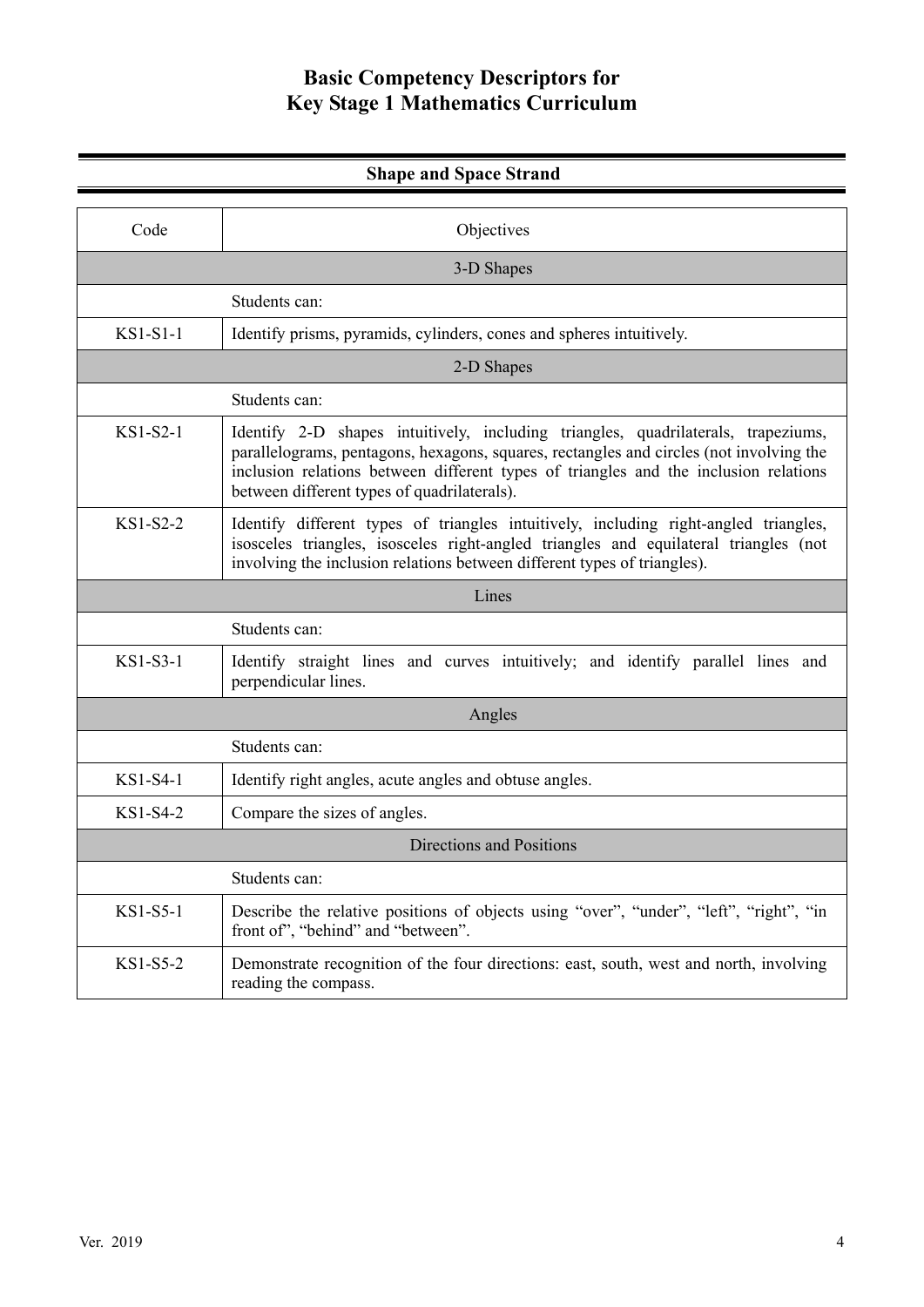# Basic Competency Descriptors for Key Stage 1 Mathematics Curriculum

## Shape and Space Strand

| Code | Objectives |
| --- | --- |
| | **3-D Shapes** |
| | Students can: |
| KS1-S1-1 | Identify prisms, pyramids, cylinders, cones and spheres intuitively. |
| | **2-D Shapes** |
| | Students can: |
| KS1-S2-1 | Identify 2-D shapes intuitively, including triangles, quadrilaterals, trapeziums, parallelograms, pentagons, hexagons, squares, rectangles and circles (not involving the inclusion relations between different types of triangles and the inclusion relations between different types of quadrilaterals). |
| KS1-S2-2 | Identify different types of triangles intuitively, including right-angled triangles, isosceles triangles, isosceles right-angled triangles and equilateral triangles (not involving the inclusion relations between different types of triangles). |
| | **Lines** |
| | Students can: |
| KS1-S3-1 | Identify straight lines and curves intuitively; and identify parallel lines and perpendicular lines. |
| | **Angles** |
| | Students can: |
| KS1-S4-1 | Identify right angles, acute angles and obtuse angles. |
| KS1-S4-2 | Compare the sizes of angles. |
| | **Directions and Positions** |
| | Students can: |
| KS1-S5-1 | Describe the relative positions of objects using "over", "under", "left", "right", "in front of", "behind" and "between". |
| KS1-S5-2 | Demonstrate recognition of the four directions: east, south, west and north, involving reading the compass. |

Ver. 2019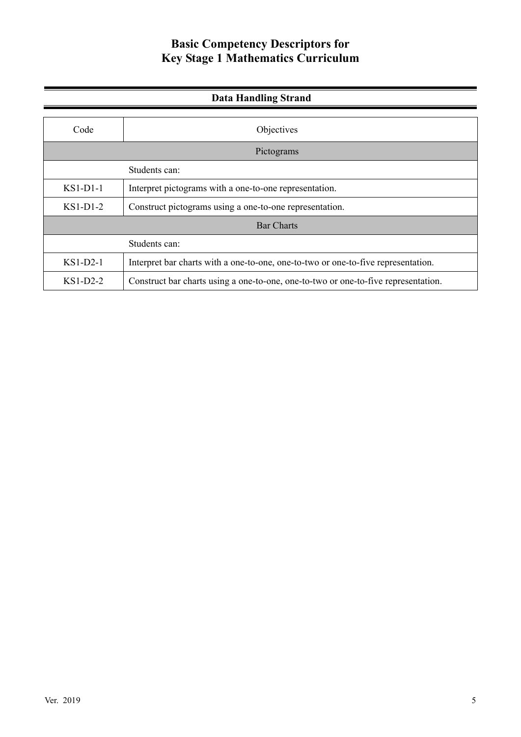# Basic Competency Descriptors for Key Stage 1 Mathematics Curriculum

## Data Handling Strand

| Code | Objectives |
| --- | --- |
| Pictograms | |
| | Students can: |
| KS1-D1-1 | Interpret pictograms with a one-to-one representation. |
| KS1-D1-2 | Construct pictograms using a one-to-one representation. |
| Bar Charts | |
| | Students can: |
| KS1-D2-1 | Interpret bar charts with a one-to-one, one-to-two or one-to-five representation. |
| KS1-D2-2 | Construct bar charts using a one-to-one, one-to-two or one-to-five representation. |

Ver. 2019